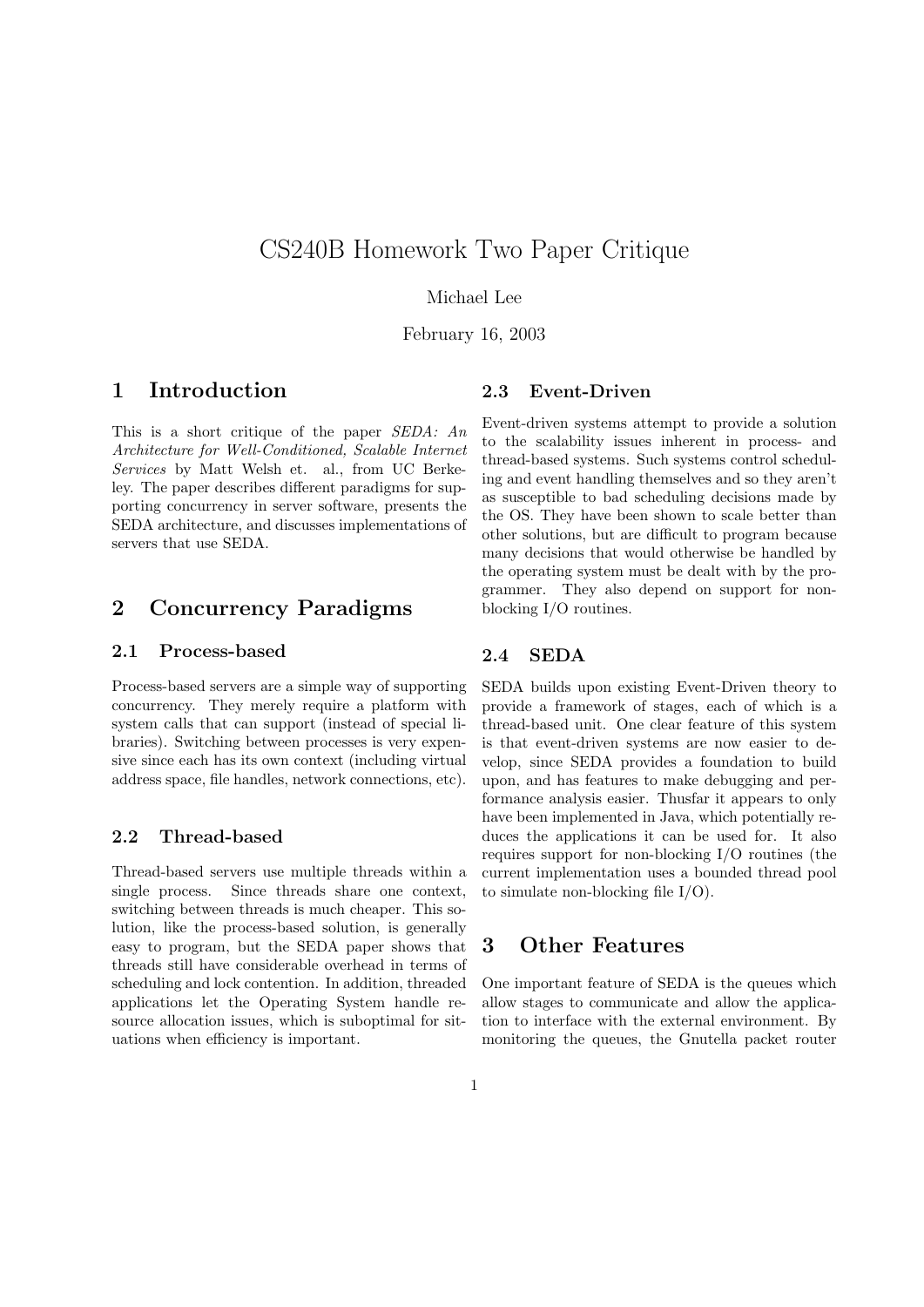# CS240B Homework Two Paper Critique

Michael Lee

February 16, 2003

## 1 Introduction

This is a short critique of the paper *SEDA: An Architecture for Well-Conditioned, Scalable Internet Services* by Matt Welsh et. al., from UC Berkeley. The paper describes different paradigms for supporting concurrency in server software, presents the SEDA architecture, and discusses implementations of servers that use SEDA.

## 2 Concurrency Paradigms

### 2.1 Process-based

Process-based servers are a simple way of supporting concurrency. They merely require a platform with system calls that can support (instead of special libraries). Switching between processes is very expensive since each has its own context (including virtual address space, file handles, network connections, etc).

### 2.2 Thread-based

Thread-based servers use multiple threads within a single process. Since threads share one context, switching between threads is much cheaper. This solution, like the process-based solution, is generally easy to program, but the SEDA paper shows that threads still have considerable overhead in terms of scheduling and lock contention. In addition, threaded applications let the Operating System handle resource allocation issues, which is suboptimal for situations when efficiency is important.

### 2.3 Event-Driven

Event-driven systems attempt to provide a solution to the scalability issues inherent in process- and thread-based systems. Such systems control scheduling and event handling themselves and so they aren't as susceptible to bad scheduling decisions made by the OS. They have been shown to scale better than other solutions, but are difficult to program because many decisions that would otherwise be handled by the operating system must be dealt with by the programmer. They also depend on support for non-blocking I/O routines.

### 2.4 SEDA

SEDA builds upon existing Event-Driven theory to provide a framework of stages, each of which is a thread-based unit. One clear feature of this system is that event-driven systems are now easier to develop, since SEDA provides a foundation to build upon, and has features to make debugging and performance analysis easier. Thusfar it appears to only have been implemented in Java, which potentially reduces the applications it can be used for. It also requires support for non-blocking I/O routines (the current implementation uses a bounded thread pool to simulate non-blocking file I/O).

## 3 Other Features

One important feature of SEDA is the queues which allow stages to communicate and allow the application to interface with the external environment. By monitoring the queues, the Gnutella packet router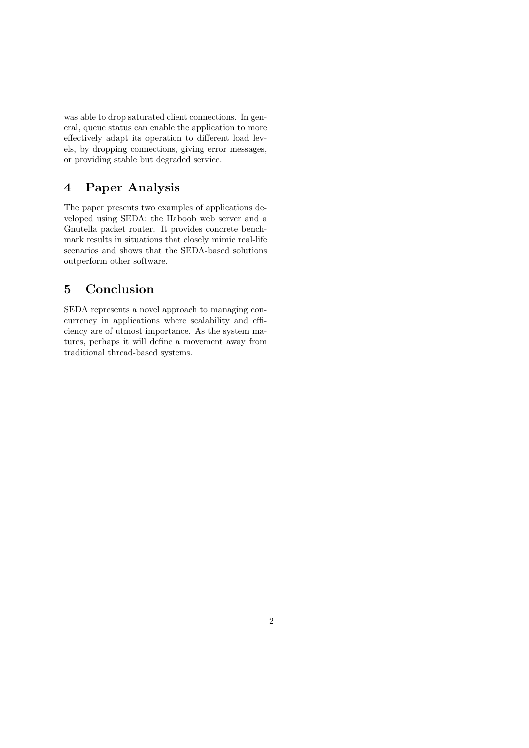was able to drop saturated client connections. In general, queue status can enable the application to more effectively adapt its operation to different load levels, by dropping connections, giving error messages, or providing stable but degraded service.

## 4 Paper Analysis

The paper presents two examples of applications developed using SEDA: the Haboob web server and a Gnutella packet router. It provides concrete benchmark results in situations that closely mimic real-life scenarios and shows that the SEDA-based solutions outperform other software.

## 5 Conclusion

SEDA represents a novel approach to managing concurrency in applications where scalability and efficiency are of utmost importance. As the system matures, perhaps it will define a movement away from traditional thread-based systems.